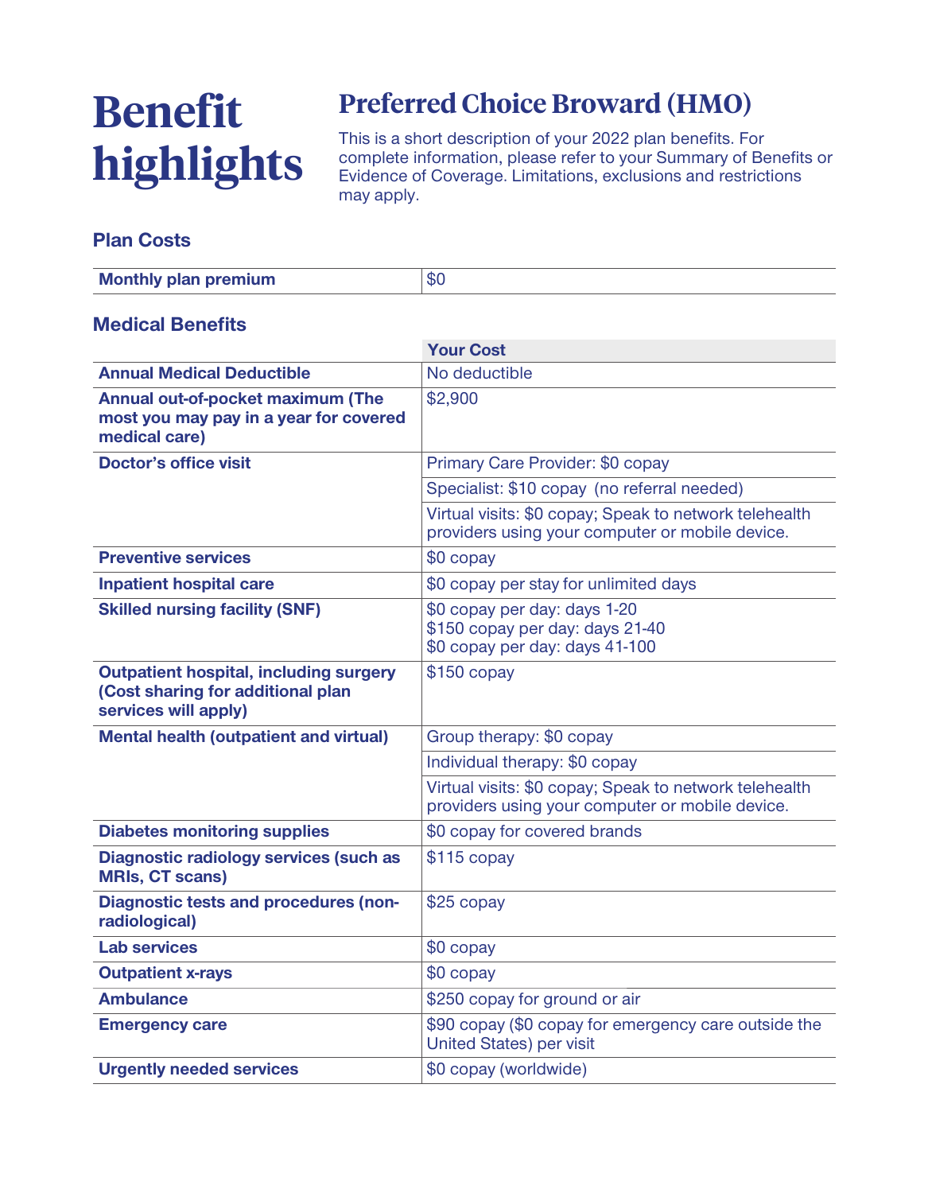# Benefit highlights

## Preferred Choice Broward (HMO)

This is a short description of your 2022 plan benefits. For complete information, please refer to your Summary of Benefits or Evidence of Coverage. Limitations, exclusions and restrictions may apply.

### Plan Costs

| Monthly plan premium | $0 |
|---|---|

### Medical Benefits

| | Your Cost |
|---|---|
| **Annual Medical Deductible** | No deductible |
| **Annual out-of-pocket maximum (The most you may pay in a year for covered medical care)** | $2,900 |
| **Doctor's office visit** | Primary Care Provider: $0 copay |
| | Specialist: $10 copay (no referral needed) |
| | Virtual visits: $0 copay; Speak to network telehealth providers using your computer or mobile device. |
| **Preventive services** | $0 copay |
| **Inpatient hospital care** | $0 copay per stay for unlimited days |
| **Skilled nursing facility (SNF)** | $0 copay per day: days 1-20<br>$150 copay per day: days 21-40<br>$0 copay per day: days 41-100 |
| **Outpatient hospital, including surgery (Cost sharing for additional plan services will apply)** | $150 copay |
| **Mental health (outpatient and virtual)** | Group therapy: $0 copay |
| | Individual therapy: $0 copay |
| | Virtual visits: $0 copay; Speak to network telehealth providers using your computer or mobile device. |
| **Diabetes monitoring supplies** | $0 copay for covered brands |
| **Diagnostic radiology services (such as MRIs, CT scans)** | $115 copay |
| **Diagnostic tests and procedures (non-radiological)** | $25 copay |
| **Lab services** | $0 copay |
| **Outpatient x-rays** | $0 copay |
| **Ambulance** | $250 copay for ground or air |
| **Emergency care** | $90 copay ($0 copay for emergency care outside the United States) per visit |
| **Urgently needed services** | $0 copay (worldwide) |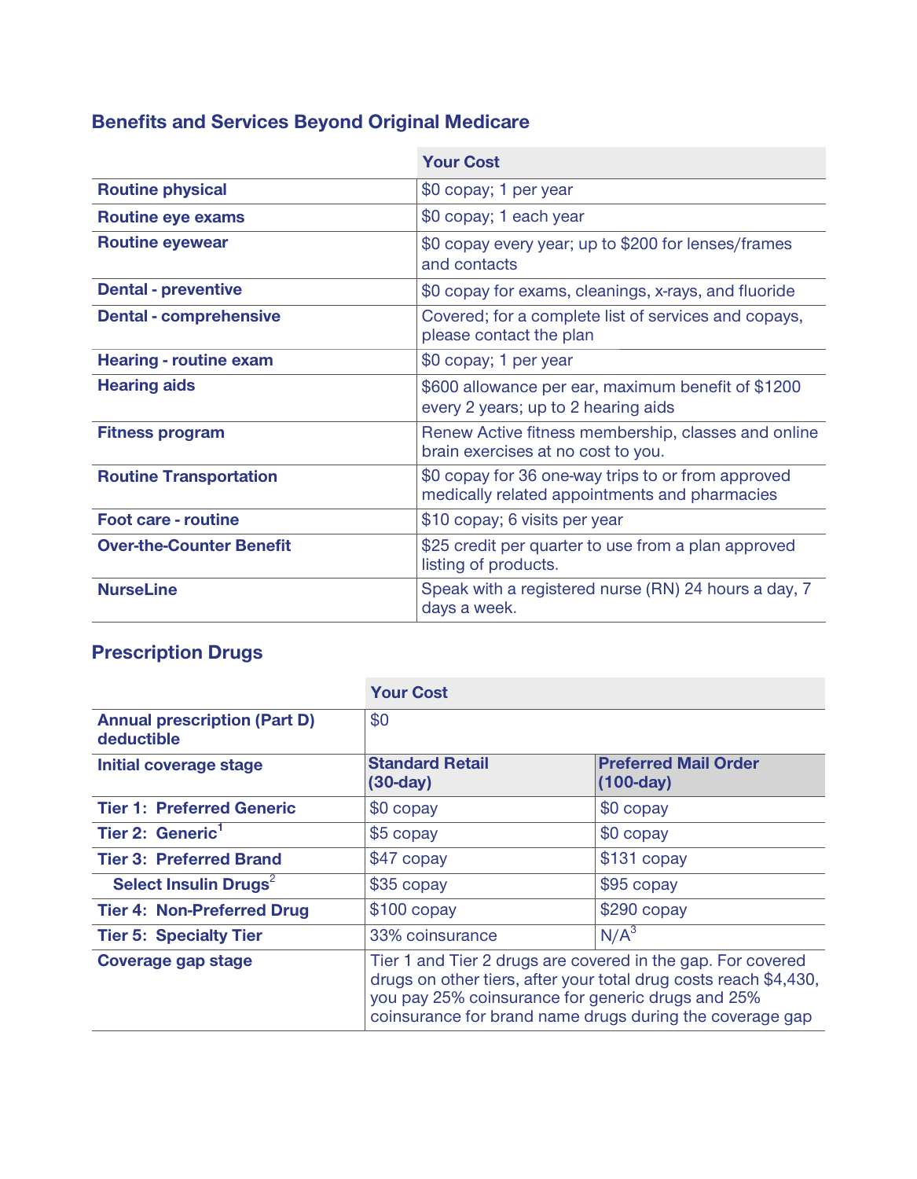## Benefits and Services Beyond Original Medicare

| | Your Cost |
|---|---|
| **Routine physical** | $0 copay; 1 per year |
| **Routine eye exams** | $0 copay; 1 each year |
| **Routine eyewear** | $0 copay every year; up to $200 for lenses/frames and contacts |
| **Dental - preventive** | $0 copay for exams, cleanings, x-rays, and fluoride |
| **Dental - comprehensive** | Covered; for a complete list of services and copays, please contact the plan |
| **Hearing - routine exam** | $0 copay; 1 per year |
| **Hearing aids** | $600 allowance per ear, maximum benefit of $1200 every 2 years; up to 2 hearing aids |
| **Fitness program** | Renew Active fitness membership, classes and online brain exercises at no cost to you. |
| **Routine Transportation** | $0 copay for 36 one-way trips to or from approved medically related appointments and pharmacies |
| **Foot care - routine** | $10 copay; 6 visits per year |
| **Over-the-Counter Benefit** | $25 credit per quarter to use from a plan approved listing of products. |
| **NurseLine** | Speak with a registered nurse (RN) 24 hours a day, 7 days a week. |

## Prescription Drugs

| | Your Cost | |
|---|---|---|
| **Annual prescription (Part D) deductible** | $0 | |
| **Initial coverage stage** | **Standard Retail (30-day)** | **Preferred Mail Order (100-day)** |
| **Tier 1: Preferred Generic** | $0 copay | $0 copay |
| **Tier 2: Generic**[1] | $5 copay | $0 copay |
| **Tier 3: Preferred Brand** | $47 copay | $131 copay |
| **Select Insulin Drugs**[2] | $35 copay | $95 copay |
| **Tier 4: Non-Preferred Drug** | $100 copay | $290 copay |
| **Tier 5: Specialty Tier** | 33% coinsurance | N/A[3] |
| **Coverage gap stage** | Tier 1 and Tier 2 drugs are covered in the gap. For covered drugs on other tiers, after your total drug costs reach $4,430, you pay 25% coinsurance for generic drugs and 25% coinsurance for brand name drugs during the coverage gap | |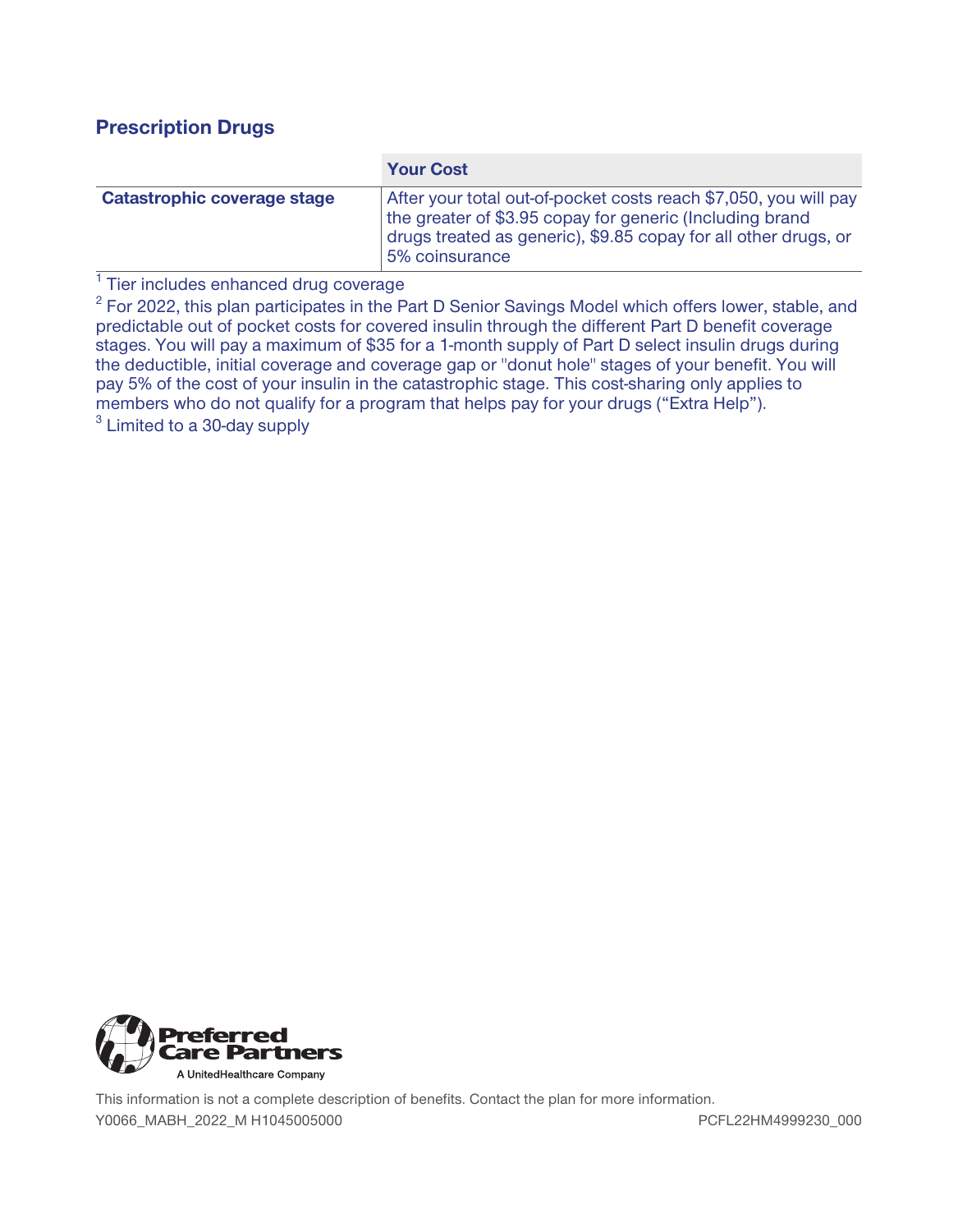## Prescription Drugs

| | Your Cost |
|---|---|
| **Catastrophic coverage stage** | After your total out-of-pocket costs reach $7,050, you will pay the greater of $3.95 copay for generic (Including brand drugs treated as generic), $9.85 copay for all other drugs, or 5% coinsurance |

[1] Tier includes enhanced drug coverage

[2] For 2022, this plan participates in the Part D Senior Savings Model which offers lower, stable, and predictable out of pocket costs for covered insulin through the different Part D benefit coverage stages. You will pay a maximum of $35 for a 1-month supply of Part D select insulin drugs during the deductible, initial coverage and coverage gap or "donut hole" stages of your benefit. You will pay 5% of the cost of your insulin in the catastrophic stage. This cost-sharing only applies to members who do not qualify for a program that helps pay for your drugs ("Extra Help").

[3] Limited to a 30-day supply

Preferred Care Partners
A UnitedHealthcare Company

This information is not a complete description of benefits. Contact the plan for more information.

Y0066_MABH_2022_M H1045005000 PCFL22HM4999230_000